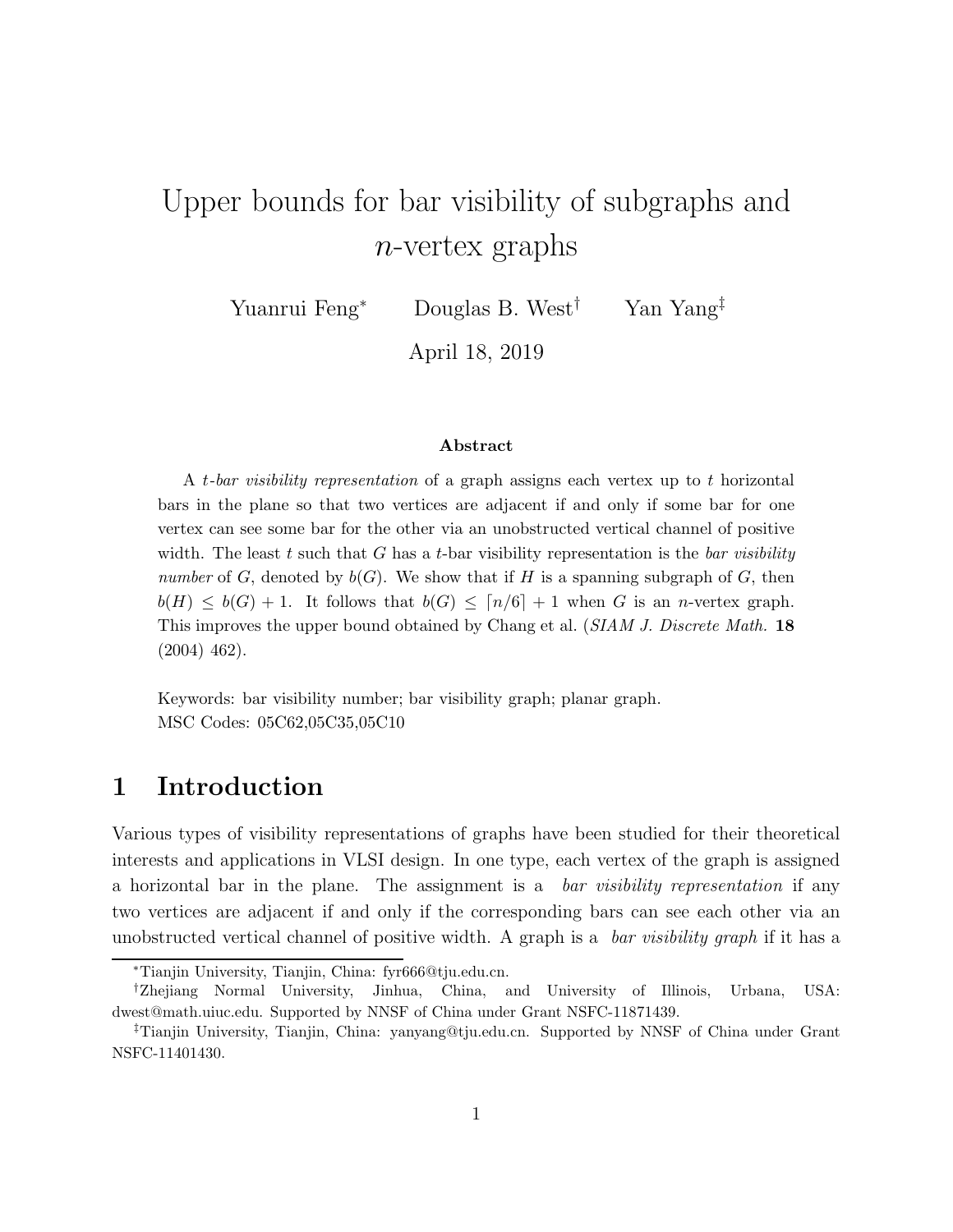# Upper bounds for bar visibility of subgraphs and $n$-vertex graphs

Yuanrui Feng[*] Douglas B. West[†] Yan Yang[‡]

April 18, 2019

## Abstract

A *t-bar visibility representation* of a graph assigns each vertex up to $t$ horizontal bars in the plane so that two vertices are adjacent if and only if some bar for one vertex can see some bar for the other via an unobstructed vertical channel of positive width. The least $t$ such that $G$ has a $t$-bar visibility representation is the *bar visibility number* of $G$, denoted by $b(G)$. We show that if $H$ is a spanning subgraph of $G$, then $b(H) \leq b(G) + 1$. It follows that $b(G) \leq \lceil n/6 \rceil + 1$ when $G$ is an $n$-vertex graph. This improves the upper bound obtained by Chang et al. (*SIAM J. Discrete Math.* **18** (2004) 462).

Keywords: bar visibility number; bar visibility graph; planar graph.
MSC Codes: 05C62,05C35,05C10

## 1 Introduction

Various types of visibility representations of graphs have been studied for their theoretical interests and applications in VLSI design. In one type, each vertex of the graph is assigned a horizontal bar in the plane. The assignment is a *bar visibility representation* if any two vertices are adjacent if and only if the corresponding bars can see each other via an unobstructed vertical channel of positive width. A graph is a *bar visibility graph* if it has a

---

[*] Tianjin University, Tianjin, China: fyr666@tju.edu.cn.

[†] Zhejiang Normal University, Jinhua, China, and University of Illinois, Urbana, USA: dwest@math.uiuc.edu. Supported by NNSF of China under Grant NSFC-11871439.

[‡] Tianjin University, Tianjin, China: yanyang@tju.edu.cn. Supported by NNSF of China under Grant NSFC-11401430.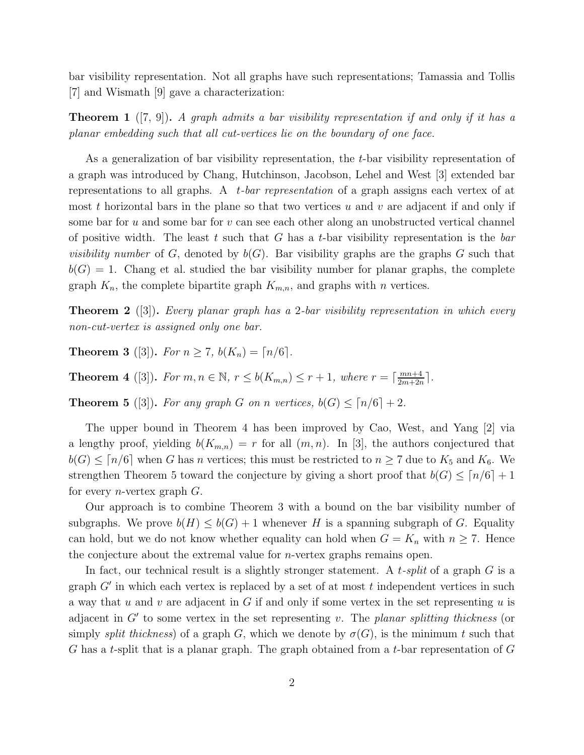bar visibility representation. Not all graphs have such representations; Tamassia and Tollis [7] and Wismath [9] gave a characterization:

**Theorem 1** ([7, 9])**.** *A graph admits a bar visibility representation if and only if it has a planar embedding such that all cut-vertices lie on the boundary of one face.*

As a generalization of bar visibility representation, the $t$-bar visibility representation of a graph was introduced by Chang, Hutchinson, Jacobson, Lehel and West [3] extended bar representations to all graphs. A *$t$-bar representation* of a graph assigns each vertex of at most $t$ horizontal bars in the plane so that two vertices $u$ and $v$ are adjacent if and only if some bar for $u$ and some bar for $v$ can see each other along an unobstructed vertical channel of positive width. The least $t$ such that $G$ has a $t$-bar visibility representation is the *bar visibility number* of $G$, denoted by $b(G)$. Bar visibility graphs are the graphs $G$ such that $b(G) = 1$. Chang et al. studied the bar visibility number for planar graphs, the complete graph $K_n$, the complete bipartite graph $K_{m,n}$, and graphs with $n$ vertices.

**Theorem 2** ([3])**.** *Every planar graph has a 2-bar visibility representation in which every non-cut-vertex is assigned only one bar.*

**Theorem 3** ([3])**.** *For $n \geq 7$, $b(K_n) = \lceil n/6 \rceil$.*

**Theorem 4** ([3])**.** *For $m, n \in \mathbb{N}$, $r \leq b(K_{m,n}) \leq r + 1$, where $r = \lceil \frac{mn+4}{2m+2n} \rceil$.*

**Theorem 5** ([3])**.** *For any graph $G$ on $n$ vertices, $b(G) \leq \lceil n/6 \rceil + 2$.*

The upper bound in Theorem 4 has been improved by Cao, West, and Yang [2] via a lengthy proof, yielding $b(K_{m,n}) = r$ for all $(m, n)$. In [3], the authors conjectured that $b(G) \leq \lceil n/6 \rceil$ when $G$ has $n$ vertices; this must be restricted to $n \geq 7$ due to $K_5$ and $K_6$. We strengthen Theorem 5 toward the conjecture by giving a short proof that $b(G) \leq \lceil n/6 \rceil + 1$ for every $n$-vertex graph $G$.

Our approach is to combine Theorem 3 with a bound on the bar visibility number of subgraphs. We prove $b(H) \leq b(G) + 1$ whenever $H$ is a spanning subgraph of $G$. Equality can hold, but we do not know whether equality can hold when $G = K_n$ with $n \geq 7$. Hence the conjecture about the extremal value for $n$-vertex graphs remains open.

In fact, our technical result is a slightly stronger statement. A *$t$-split* of a graph $G$ is a graph $G'$ in which each vertex is replaced by a set of at most $t$ independent vertices in such a way that $u$ and $v$ are adjacent in $G$ if and only if some vertex in the set representing $u$ is adjacent in $G'$ to some vertex in the set representing $v$. The *planar splitting thickness* (or simply *split thickness*) of a graph $G$, which we denote by $\sigma(G)$, is the minimum $t$ such that $G$ has a $t$-split that is a planar graph. The graph obtained from a $t$-bar representation of $G$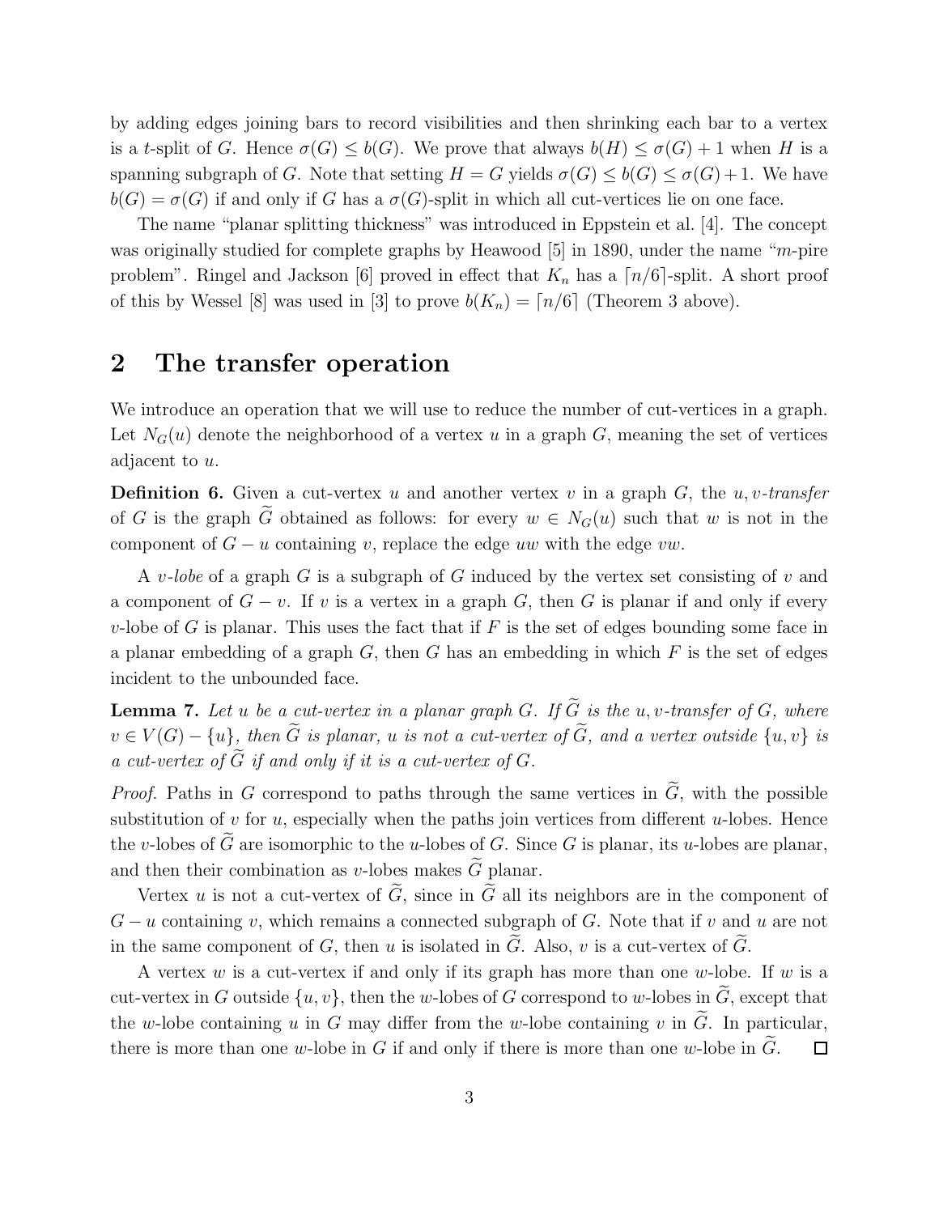by adding edges joining bars to record visibilities and then shrinking each bar to a vertex is a $t$-split of $G$. Hence $\sigma(G) \le b(G)$. We prove that always $b(H) \le \sigma(G) + 1$ when $H$ is a spanning subgraph of $G$. Note that setting $H = G$ yields $\sigma(G) \le b(G) \le \sigma(G) + 1$. We have $b(G) = \sigma(G)$ if and only if $G$ has a $\sigma(G)$-split in which all cut-vertices lie on one face.

The name "planar splitting thickness" was introduced in Eppstein et al. [4]. The concept was originally studied for complete graphs by Heawood [5] in 1890, under the name "$m$-pire problem". Ringel and Jackson [6] proved in effect that $K_n$ has a $\lceil n/6 \rceil$-split. A short proof of this by Wessel [8] was used in [3] to prove $b(K_n) = \lceil n/6 \rceil$ (Theorem 3 above).

## 2 The transfer operation

We introduce an operation that we will use to reduce the number of cut-vertices in a graph. Let $N_G(u)$ denote the neighborhood of a vertex $u$ in a graph $G$, meaning the set of vertices adjacent to $u$.

**Definition 6.** Given a cut-vertex $u$ and another vertex $v$ in a graph $G$, the *$u,v$-transfer* of $G$ is the graph $\widetilde{G}$ obtained as follows: for every $w \in N_G(u)$ such that $w$ is not in the component of $G - u$ containing $v$, replace the edge $uw$ with the edge $vw$.

A *$v$-lobe* of a graph $G$ is a subgraph of $G$ induced by the vertex set consisting of $v$ and a component of $G - v$. If $v$ is a vertex in a graph $G$, then $G$ is planar if and only if every $v$-lobe of $G$ is planar. This uses the fact that if $F$ is the set of edges bounding some face in a planar embedding of a graph $G$, then $G$ has an embedding in which $F$ is the set of edges incident to the unbounded face.

**Lemma 7.** *Let $u$ be a cut-vertex in a planar graph $G$. If $\widetilde{G}$ is the $u,v$-transfer of $G$, where $v \in V(G) - \{u\}$, then $\widetilde{G}$ is planar, $u$ is not a cut-vertex of $\widetilde{G}$, and a vertex outside $\{u, v\}$ is a cut-vertex of $\widetilde{G}$ if and only if it is a cut-vertex of $G$.*

*Proof.* Paths in $G$ correspond to paths through the same vertices in $\widetilde{G}$, with the possible substitution of $v$ for $u$, especially when the paths join vertices from different $u$-lobes. Hence the $v$-lobes of $\widetilde{G}$ are isomorphic to the $u$-lobes of $G$. Since $G$ is planar, its $u$-lobes are planar, and then their combination as $v$-lobes makes $\widetilde{G}$ planar.

Vertex $u$ is not a cut-vertex of $\widetilde{G}$, since in $\widetilde{G}$ all its neighbors are in the component of $G - u$ containing $v$, which remains a connected subgraph of $G$. Note that if $v$ and $u$ are not in the same component of $G$, then $u$ is isolated in $\widetilde{G}$. Also, $v$ is a cut-vertex of $\widetilde{G}$.

A vertex $w$ is a cut-vertex if and only if its graph has more than one $w$-lobe. If $w$ is a cut-vertex in $G$ outside $\{u, v\}$, then the $w$-lobes of $G$ correspond to $w$-lobes in $\widetilde{G}$, except that the $w$-lobe containing $u$ in $G$ may differ from the $w$-lobe containing $v$ in $\widetilde{G}$. In particular, there is more than one $w$-lobe in $G$ if and only if there is more than one $w$-lobe in $\widetilde{G}$. □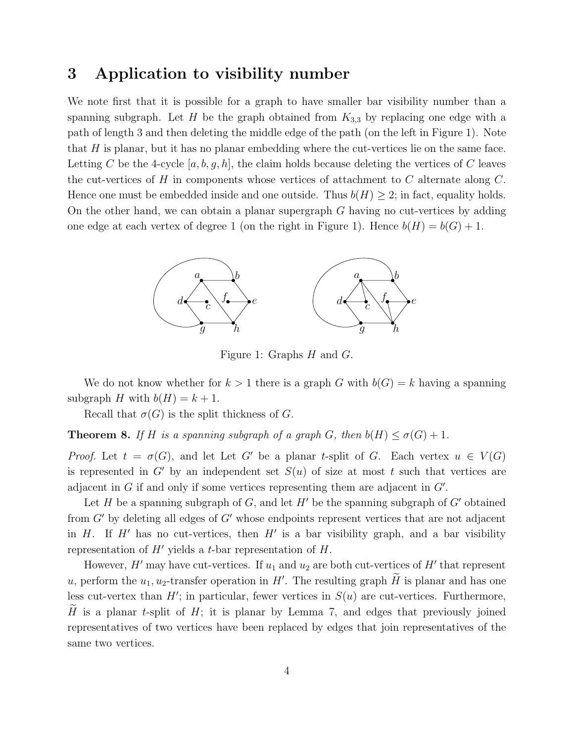## 3 Application to visibility number

We note first that it is possible for a graph to have smaller bar visibility number than a spanning subgraph. Let $H$ be the graph obtained from $K_{3,3}$ by replacing one edge with a path of length 3 and then deleting the middle edge of the path (on the left in Figure 1). Note that $H$ is planar, but it has no planar embedding where the cut-vertices lie on the same face. Letting $C$ be the 4-cycle $[a, b, g, h]$, the claim holds because deleting the vertices of $C$ leaves the cut-vertices of $H$ in components whose vertices of attachment to $C$ alternate along $C$. Hence one must be embedded inside and one outside. Thus $b(H) \geq 2$; in fact, equality holds. On the other hand, we can obtain a planar supergraph $G$ having no cut-vertices by adding one edge at each vertex of degree 1 (on the right in Figure 1). Hence $b(H) = b(G) + 1$.

Figure 1: Graphs $H$ and $G$.

We do not know whether for $k > 1$ there is a graph $G$ with $b(G) = k$ having a spanning subgraph $H$ with $b(H) = k + 1$.

Recall that $\sigma(G)$ is the split thickness of $G$.

**Theorem 8.** *If $H$ is a spanning subgraph of a graph $G$, then $b(H) \leq \sigma(G) + 1$.*

*Proof.* Let $t = \sigma(G)$, and let Let $G'$ be a planar $t$-split of $G$. Each vertex $u \in V(G)$ is represented in $G'$ by an independent set $S(u)$ of size at most $t$ such that vertices are adjacent in $G$ if and only if some vertices representing them are adjacent in $G'$.

Let $H$ be a spanning subgraph of $G$, and let $H'$ be the spanning subgraph of $G'$ obtained from $G'$ by deleting all edges of $G'$ whose endpoints represent vertices that are not adjacent in $H$. If $H'$ has no cut-vertices, then $H'$ is a bar visibility graph, and a bar visibility representation of $H'$ yields a $t$-bar representation of $H$.

However, $H'$ may have cut-vertices. If $u_1$ and $u_2$ are both cut-vertices of $H'$ that represent $u$, perform the $u_1, u_2$-transfer operation in $H'$. The resulting graph $\widetilde{H}$ is planar and has one less cut-vertex than $H'$; in particular, fewer vertices in $S(u)$ are cut-vertices. Furthermore, $\widetilde{H}$ is a planar $t$-split of $H$; it is planar by Lemma 7, and edges that previously joined representatives of two vertices have been replaced by edges that join representatives of the same two vertices.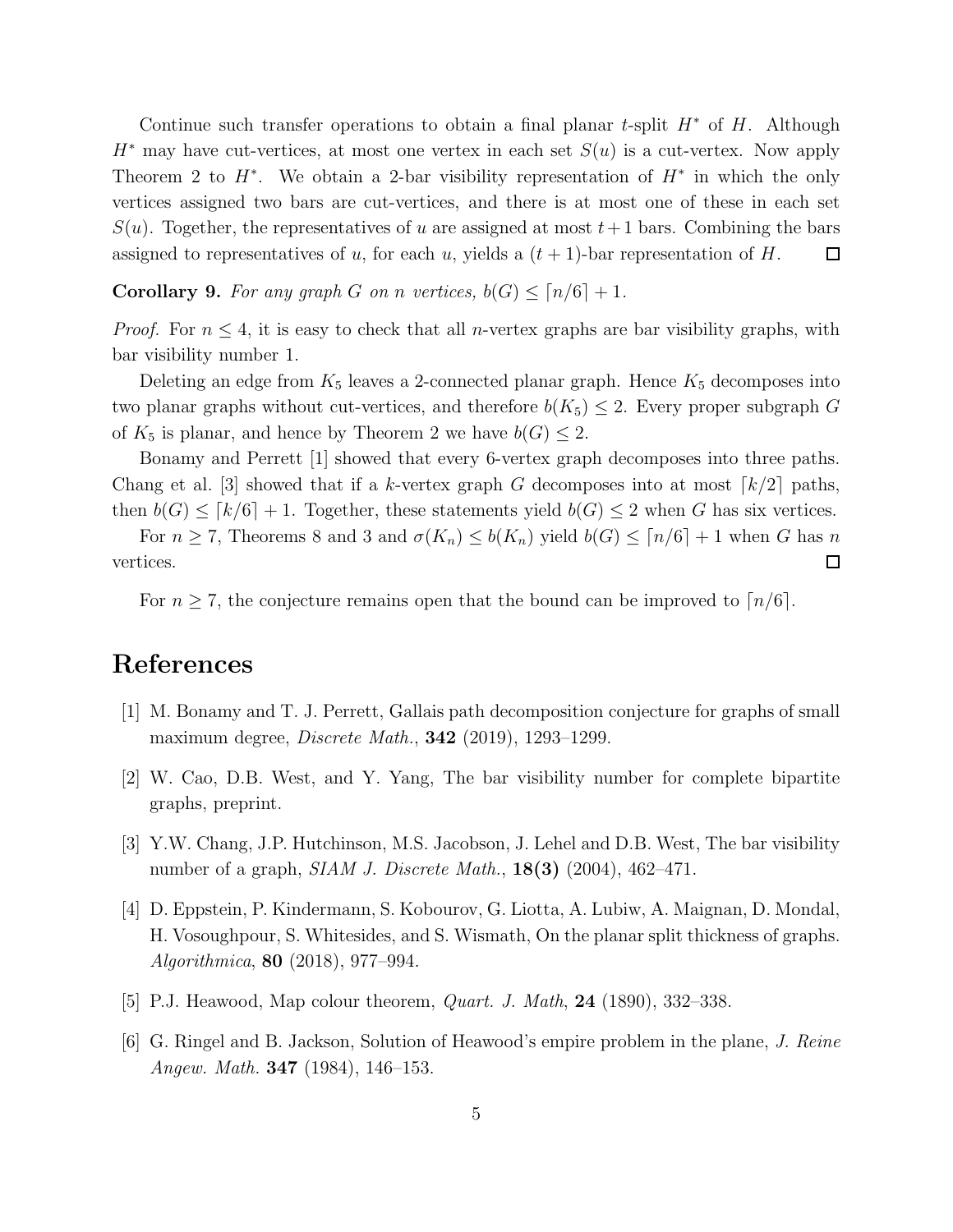Continue such transfer operations to obtain a final planar $t$-split $H^*$ of $H$. Although $H^*$ may have cut-vertices, at most one vertex in each set $S(u)$ is a cut-vertex. Now apply Theorem 2 to $H^*$. We obtain a 2-bar visibility representation of $H^*$ in which the only vertices assigned two bars are cut-vertices, and there is at most one of these in each set $S(u)$. Together, the representatives of $u$ are assigned at most $t+1$ bars. Combining the bars assigned to representatives of $u$, for each $u$, yields a $(t+1)$-bar representation of $H$. ☐

**Corollary 9.** *For any graph $G$ on $n$ vertices, $b(G) \leq \lceil n/6 \rceil + 1$.*

*Proof.* For $n \leq 4$, it is easy to check that all $n$-vertex graphs are bar visibility graphs, with bar visibility number 1.

Deleting an edge from $K_5$ leaves a 2-connected planar graph. Hence $K_5$ decomposes into two planar graphs without cut-vertices, and therefore $b(K_5) \leq 2$. Every proper subgraph $G$ of $K_5$ is planar, and hence by Theorem 2 we have $b(G) \leq 2$.

Bonamy and Perrett [1] showed that every 6-vertex graph decomposes into three paths. Chang et al. [3] showed that if a $k$-vertex graph $G$ decomposes into at most $\lceil k/2 \rceil$ paths, then $b(G) \leq \lceil k/6 \rceil + 1$. Together, these statements yield $b(G) \leq 2$ when $G$ has six vertices.

For $n \geq 7$, Theorems 8 and 3 and $\sigma(K_n) \leq b(K_n)$ yield $b(G) \leq \lceil n/6 \rceil + 1$ when $G$ has $n$ vertices. ☐

For $n \geq 7$, the conjecture remains open that the bound can be improved to $\lceil n/6 \rceil$.

# References

[1] M. Bonamy and T. J. Perrett, Gallais path decomposition conjecture for graphs of small maximum degree, *Discrete Math.*, **342** (2019), 1293–1299.

[2] W. Cao, D.B. West, and Y. Yang, The bar visibility number for complete bipartite graphs, preprint.

[3] Y.W. Chang, J.P. Hutchinson, M.S. Jacobson, J. Lehel and D.B. West, The bar visibility number of a graph, *SIAM J. Discrete Math.*, **18(3)** (2004), 462–471.

[4] D. Eppstein, P. Kindermann, S. Kobourov, G. Liotta, A. Lubiw, A. Maignan, D. Mondal, H. Vosoughpour, S. Whitesides, and S. Wismath, On the planar split thickness of graphs. *Algorithmica*, **80** (2018), 977–994.

[5] P.J. Heawood, Map colour theorem, *Quart. J. Math*, **24** (1890), 332–338.

[6] G. Ringel and B. Jackson, Solution of Heawood's empire problem in the plane, *J. Reine Angew. Math.* **347** (1984), 146–153.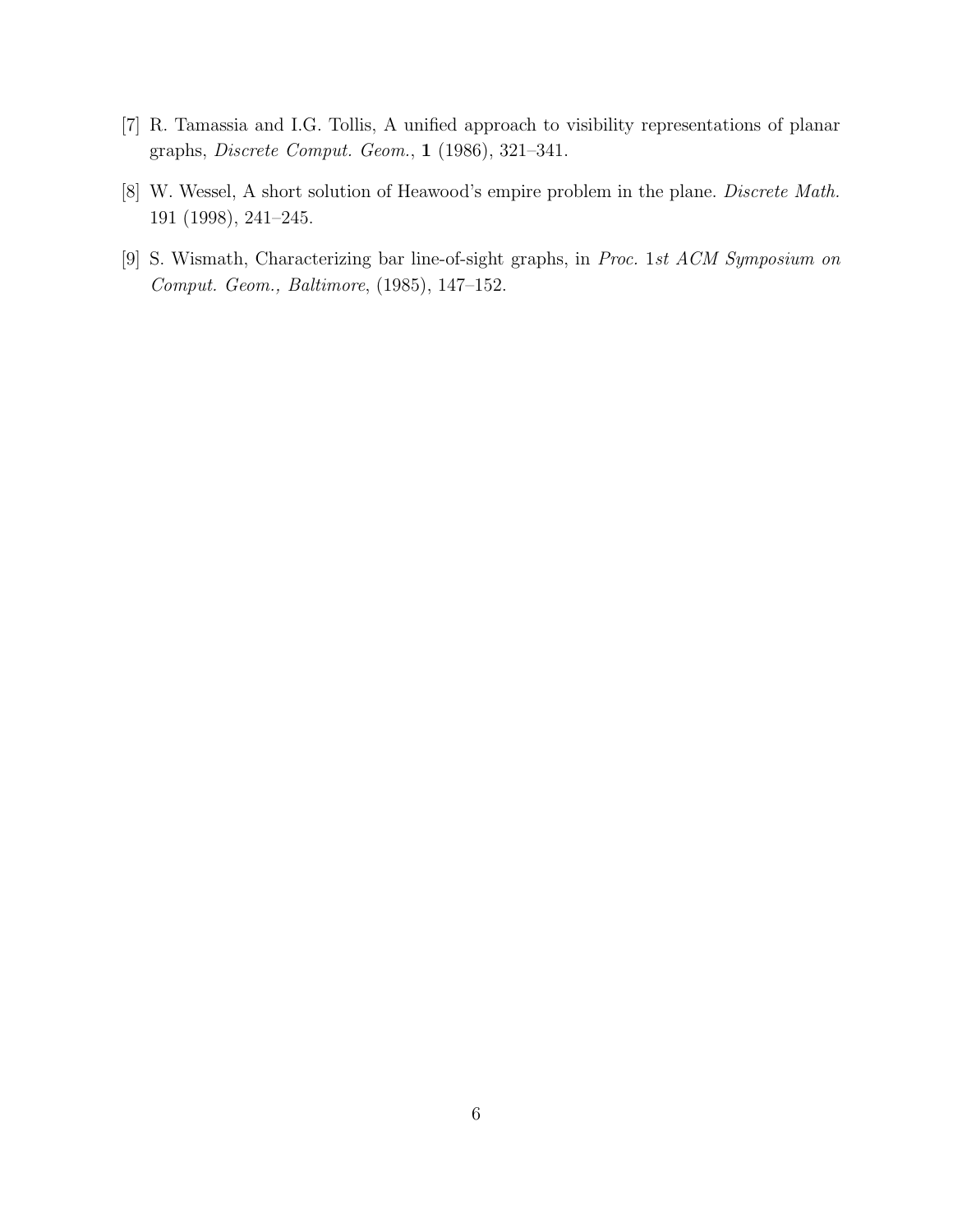[7] R. Tamassia and I.G. Tollis, A unified approach to visibility representations of planar graphs, *Discrete Comput. Geom.*, **1** (1986), 321–341.

[8] W. Wessel, A short solution of Heawood's empire problem in the plane. *Discrete Math.* 191 (1998), 241–245.

[9] S. Wismath, Characterizing bar line-of-sight graphs, in *Proc. 1st ACM Symposium on Comput. Geom., Baltimore*, (1985), 147–152.